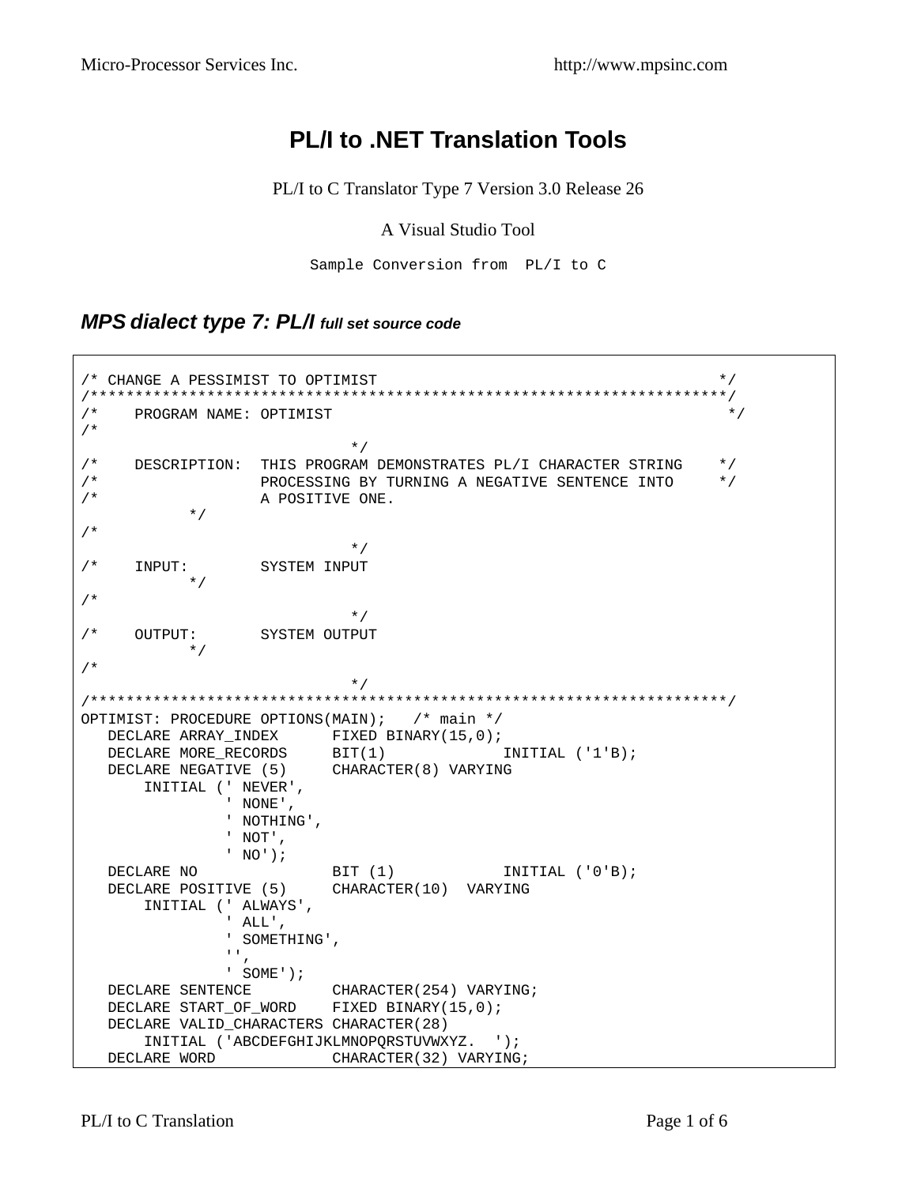# PL/I to .NET Translation Tools

PL/I to C Translator Type 7 Version 3.0 Release 26

A Visual Studio Tool

Sample Conversion from  PL/I to C

## *MPS dialect type 7: PL/I full set source code*

```
/* CHANGE A PESSIMIST TO OPTIMIST                                        */
/************************************************************************/
/*    PROGRAM NAME: OPTIMIST                                              */
/*
                              */
/*    DESCRIPTION:  THIS PROGRAM DEMONSTRATES PL/I CHARACTER STRING    */
/*                  PROCESSING BY TURNING A NEGATIVE SENTENCE INTO     */
/*                  A POSITIVE ONE.
          */
/*
                              */
/*    INPUT:        SYSTEM INPUT
          */
/*
                              */
/*    OUTPUT:       SYSTEM OUTPUT
          */
/*
                              */
/************************************************************************/
OPTIMIST: PROCEDURE OPTIONS(MAIN);   /* main */
   DECLARE ARRAY_INDEX      FIXED BINARY(15,0);
   DECLARE MORE_RECORDS     BIT(1)            INITIAL ('1'B);
   DECLARE NEGATIVE (5)     CHARACTER(8) VARYING
       INITIAL (' NEVER',
                ' NONE',
                ' NOTHING',
                ' NOT',
                ' NO');
   DECLARE NO               BIT (1)           INITIAL ('0'B);
   DECLARE POSITIVE (5)     CHARACTER(10)  VARYING
       INITIAL (' ALWAYS',
                ' ALL',
                ' SOMETHING',
                '',
                ' SOME');
   DECLARE SENTENCE         CHARACTER(254) VARYING;
   DECLARE START_OF_WORD    FIXED BINARY(15,0);
   DECLARE VALID_CHARACTERS CHARACTER(28)
       INITIAL ('ABCDEFGHIJKLMNOPQRSTUVWXYZ.  ');
   DECLARE WORD             CHARACTER(32) VARYING;
```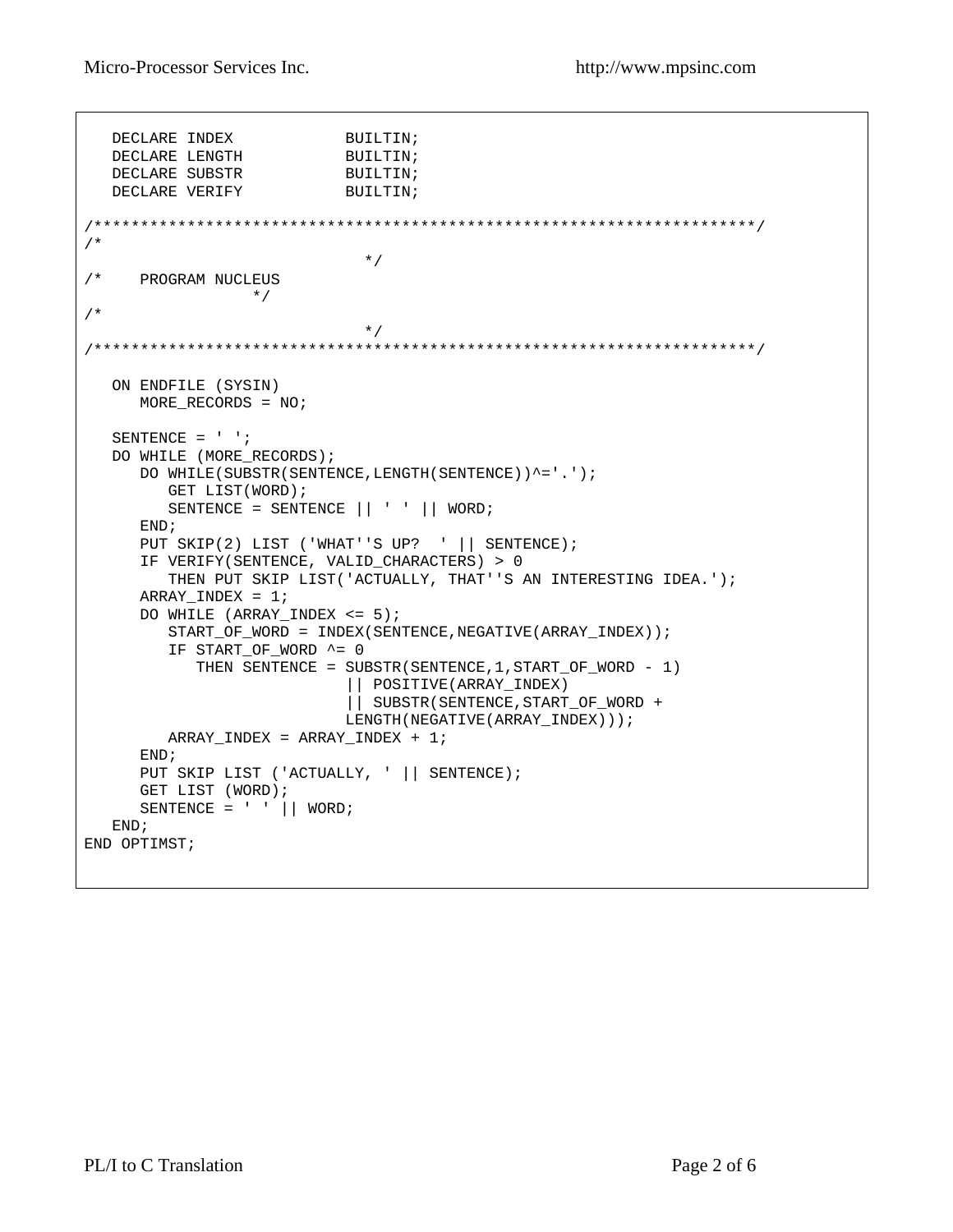```
   DECLARE INDEX            BUILTIN;
   DECLARE LENGTH           BUILTIN;
   DECLARE SUBSTR           BUILTIN;
   DECLARE VERIFY           BUILTIN;

/*********************************************************************/
/*
                                */
/*    PROGRAM NUCLEUS
                  */
/*
                                */
/*********************************************************************/

   ON ENDFILE (SYSIN)
      MORE_RECORDS = NO;

   SENTENCE = ' ';
   DO WHILE (MORE_RECORDS);
      DO WHILE(SUBSTR(SENTENCE,LENGTH(SENTENCE))^='.');
         GET LIST(WORD);
         SENTENCE = SENTENCE || ' ' || WORD;
      END;
      PUT SKIP(2) LIST ('WHAT''S UP?  ' || SENTENCE);
      IF VERIFY(SENTENCE, VALID_CHARACTERS) > 0
         THEN PUT SKIP LIST('ACTUALLY, THAT''S AN INTERESTING IDEA.');
      ARRAY_INDEX = 1;
      DO WHILE (ARRAY_INDEX <= 5);
         START_OF_WORD = INDEX(SENTENCE,NEGATIVE(ARRAY_INDEX));
         IF START_OF_WORD ^= 0
            THEN SENTENCE = SUBSTR(SENTENCE,1,START_OF_WORD - 1)
                          || POSITIVE(ARRAY_INDEX)
                          || SUBSTR(SENTENCE,START_OF_WORD +
                          LENGTH(NEGATIVE(ARRAY_INDEX)));
         ARRAY_INDEX = ARRAY_INDEX + 1;
      END;
      PUT SKIP LIST ('ACTUALLY, ' || SENTENCE);
      GET LIST (WORD);
      SENTENCE = ' ' || WORD;
   END;
END OPTIMST;
```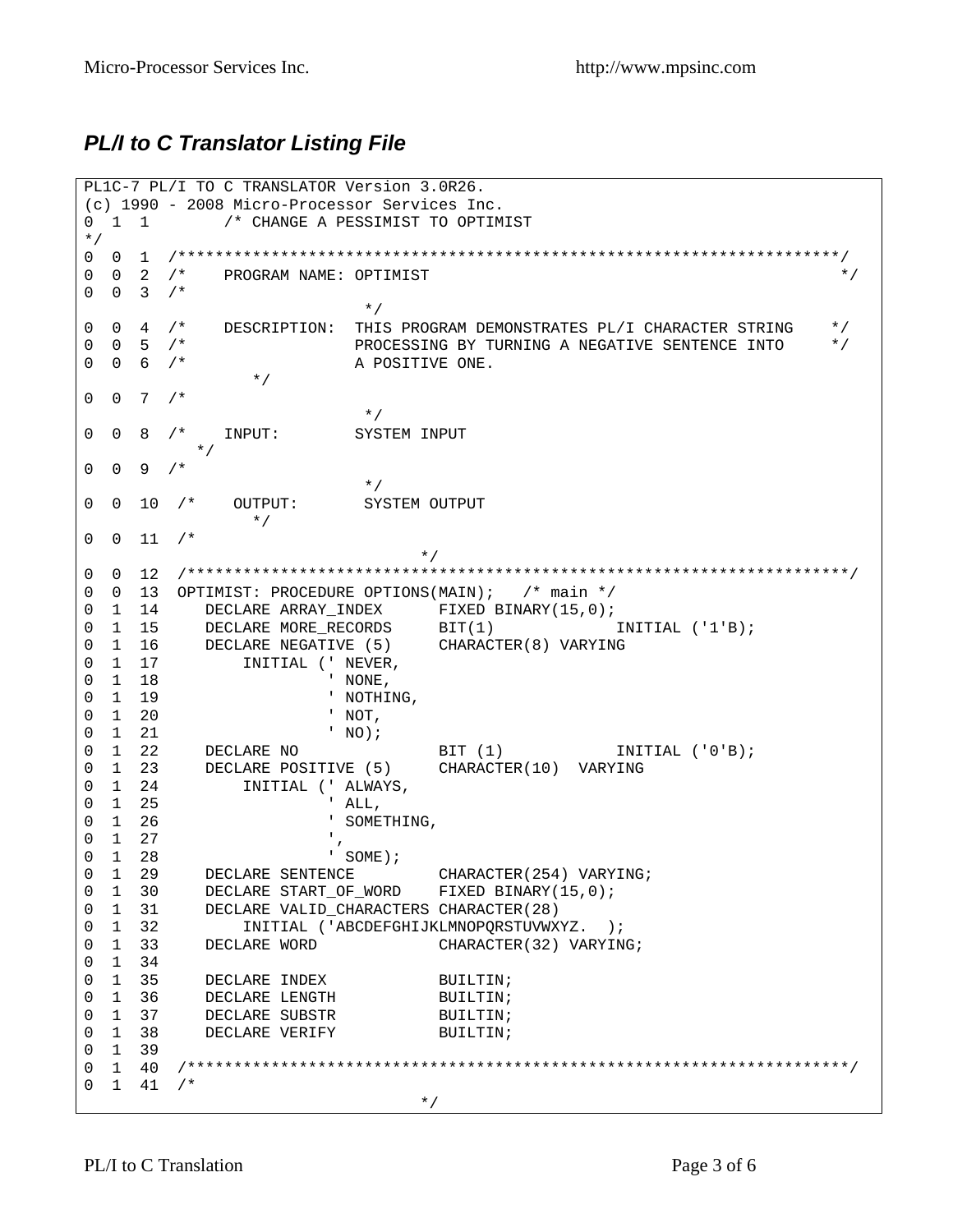## *PL/I to C Translator Listing File*

```
PL1C-7 PL/I TO C TRANSLATOR Version 3.0R26.
(c) 1990 - 2008 Micro-Processor Services Inc.
0  1  1       /* CHANGE A PESSIMIST TO OPTIMIST
*/
0  0  1  /***********************************************************************/
0  0  2  /*    PROGRAM NAME: OPTIMIST                                            */
0  0  3  /*
                              */
0  0  4  /*    DESCRIPTION:  THIS PROGRAM DEMONSTRATES PL/I CHARACTER STRING    */
0  0  5  /*                  PROCESSING BY TURNING A NEGATIVE SENTENCE INTO     */
0  0  6  /*                  A POSITIVE ONE.
             */
0  0  7  /*
                              */
0  0  8  /*    INPUT:        SYSTEM INPUT
         */
0  0  9  /*
                              */
0  0  10  /*    OUTPUT:       SYSTEM OUTPUT
             */
0  0  11  /*
                                     */
0  0  12  /***********************************************************************/
0  0  13  OPTIMIST: PROCEDURE OPTIONS(MAIN);   /* main */
0  1  14     DECLARE ARRAY_INDEX      FIXED BINARY(15,0);
0  1  15     DECLARE MORE_RECORDS     BIT(1)           INITIAL ('1'B);
0  1  16     DECLARE NEGATIVE (5)     CHARACTER(8) VARYING
0  1  17         INITIAL (' NEVER,
0  1  18                  ' NONE,
0  1  19                  ' NOTHING,
0  1  20                  ' NOT,
0  1  21                  ' NO);
0  1  22     DECLARE NO               BIT (1)          INITIAL ('0'B);
0  1  23     DECLARE POSITIVE (5)     CHARACTER(10)  VARYING
0  1  24         INITIAL (' ALWAYS,
0  1  25                  ' ALL,
0  1  26                  ' SOMETHING,
0  1  27                  ',
0  1  28                  ' SOME);
0  1  29     DECLARE SENTENCE         CHARACTER(254) VARYING;
0  1  30     DECLARE START_OF_WORD    FIXED BINARY(15,0);
0  1  31     DECLARE VALID_CHARACTERS CHARACTER(28)
0  1  32         INITIAL ('ABCDEFGHIJKLMNOPQRSTUVWXYZ.  );
0  1  33     DECLARE WORD             CHARACTER(32) VARYING;
0  1  34
0  1  35     DECLARE INDEX            BUILTIN;
0  1  36     DECLARE LENGTH           BUILTIN;
0  1  37     DECLARE SUBSTR           BUILTIN;
0  1  38     DECLARE VERIFY           BUILTIN;
0  1  39
0  1  40  /***********************************************************************/
0  1  41  /*
                                     */
```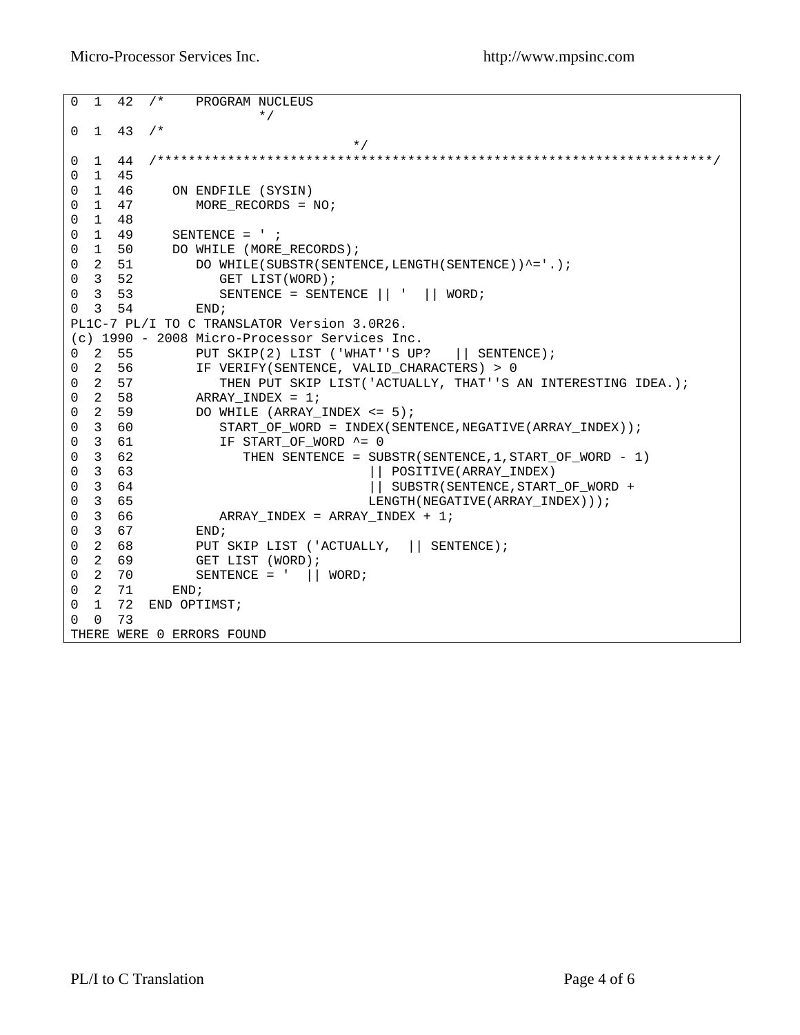```
0  1  42  /*    PROGRAM NUCLEUS
                         */
0  1  43  /*
                                     */
0  1  44  /**********************************************************************/
0  1  45
0  1  46     ON ENDFILE (SYSIN)
0  1  47        MORE_RECORDS = NO;
0  1  48
0  1  49     SENTENCE = ' ;
0  1  50     DO WHILE (MORE_RECORDS);
0  2  51        DO WHILE(SUBSTR(SENTENCE,LENGTH(SENTENCE))^='.);
0  3  52           GET LIST(WORD);
0  3  53           SENTENCE = SENTENCE || '  || WORD;
0  3  54        END;
PL1C-7 PL/I TO C TRANSLATOR Version 3.0R26.
(c) 1990 - 2008 Micro-Processor Services Inc.
0  2  55        PUT SKIP(2) LIST ('WHAT''S UP?   || SENTENCE);
0  2  56        IF VERIFY(SENTENCE, VALID_CHARACTERS) > 0
0  2  57           THEN PUT SKIP LIST('ACTUALLY, THAT''S AN INTERESTING IDEA.);
0  2  58        ARRAY_INDEX = 1;
0  2  59        DO WHILE (ARRAY_INDEX <= 5);
0  3  60           START_OF_WORD = INDEX(SENTENCE,NEGATIVE(ARRAY_INDEX));
0  3  61           IF START_OF_WORD ^= 0
0  3  62              THEN SENTENCE = SUBSTR(SENTENCE,1,START_OF_WORD - 1)
0  3  63                               || POSITIVE(ARRAY_INDEX)
0  3  64                               || SUBSTR(SENTENCE,START_OF_WORD +
0  3  65                               LENGTH(NEGATIVE(ARRAY_INDEX)));
0  3  66           ARRAY_INDEX = ARRAY_INDEX + 1;
0  3  67        END;
0  2  68        PUT SKIP LIST ('ACTUALLY,  || SENTENCE);
0  2  69        GET LIST (WORD);
0  2  70        SENTENCE = '  || WORD;
0  2  71     END;
0  1  72  END OPTIMST;
0  0  73
THERE WERE 0 ERRORS FOUND
```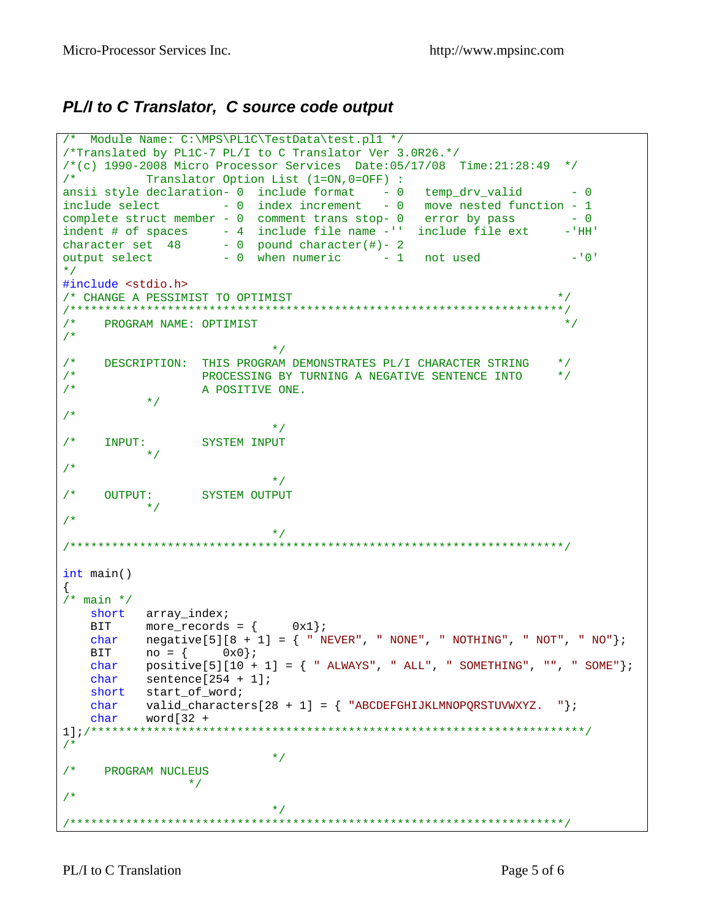## *PL/I to C Translator, C source code output*

```
/*  Module Name: C:\MPS\PL1C\TestData\test.pl1 */
/*Translated by PL1C-7 PL/I to C Translator Ver 3.0R26.*/
/*(c) 1990-2008 Micro Processor Services  Date:05/17/08  Time:21:28:49  */
/*          Translator Option List (1=ON,0=OFF) :
ansii style declaration- 0  include format    - 0   temp_drv_valid       - 0
include select         - 0  index increment   - 0   move nested function - 1
complete struct member - 0  comment trans stop- 0   error by pass        - 0
indent # of spaces     - 4  include file name -''  include file ext     -'HH'
character set  48      - 0  pound character(#)- 2
output select          - 0  when numeric      - 1   not used             -'0'
*/
#include <stdio.h>
/* CHANGE A PESSIMIST TO OPTIMIST                                      */
/*********************************************************************/
/*    PROGRAM NAME: OPTIMIST                                            */
/*
                               */
/*    DESCRIPTION:  THIS PROGRAM DEMONSTRATES PL/I CHARACTER STRING    */
/*                  PROCESSING BY TURNING A NEGATIVE SENTENCE INTO     */
/*                  A POSITIVE ONE.
            */
/*
                               */
/*    INPUT:        SYSTEM INPUT
            */
/*
                               */
/*    OUTPUT:       SYSTEM OUTPUT
            */
/*
                               */
/*********************************************************************/

int main()
{
/* main */
    short   array_index;
    BIT     more_records = {     0x1};
    char    negative[5][8 + 1] = { " NEVER", " NONE", " NOTHING", " NOT", " NO"};
    BIT     no = {     0x0};
    char    positive[5][10 + 1] = { " ALWAYS", " ALL", " SOMETHING", "", " SOME"};
    char    sentence[254 + 1];
    short   start_of_word;
    char    valid_characters[28 + 1] = { "ABCDEFGHIJKLMNOPQRSTUVWXYZ.  "};
    char    word[32 +
1];/*********************************************************************/
/*
                               */
/*    PROGRAM NUCLEUS
                  */
/*
                               */
/*********************************************************************/
```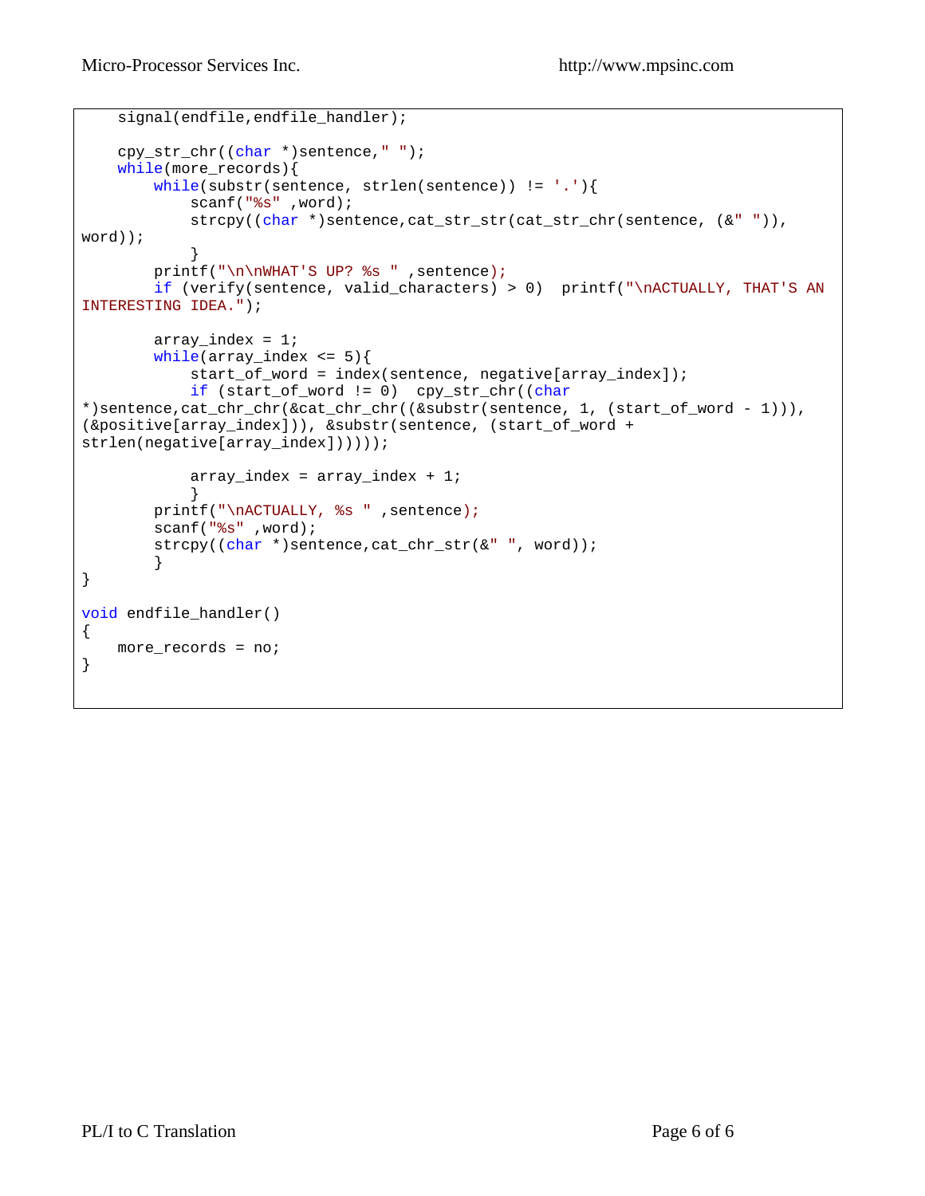```
    signal(endfile,endfile_handler);

    cpy_str_chr((char *)sentence," ");
    while(more_records){
        while(substr(sentence, strlen(sentence)) != '.'){
            scanf("%s" ,word);
            strcpy((char *)sentence,cat_str_str(cat_str_chr(sentence, (&" ")),
word));
            }
        printf("\n\nWHAT'S UP? %s " ,sentence);
        if (verify(sentence, valid_characters) > 0)  printf("\nACTUALLY, THAT'S AN
INTERESTING IDEA.");

        array_index = 1;
        while(array_index <= 5){
            start_of_word = index(sentence, negative[array_index]);
            if (start_of_word != 0)  cpy_str_chr((char
*)sentence,cat_chr_chr(&cat_chr_chr((&substr(sentence, 1, (start_of_word - 1))),
(&positive[array_index])), &substr(sentence, (start_of_word +
strlen(negative[array_index])))));

            array_index = array_index + 1;
            }
        printf("\nACTUALLY, %s " ,sentence);
        scanf("%s" ,word);
        strcpy((char *)sentence,cat_chr_str(&" ", word));
        }
}

void endfile_handler()
{
    more_records = no;
}
```